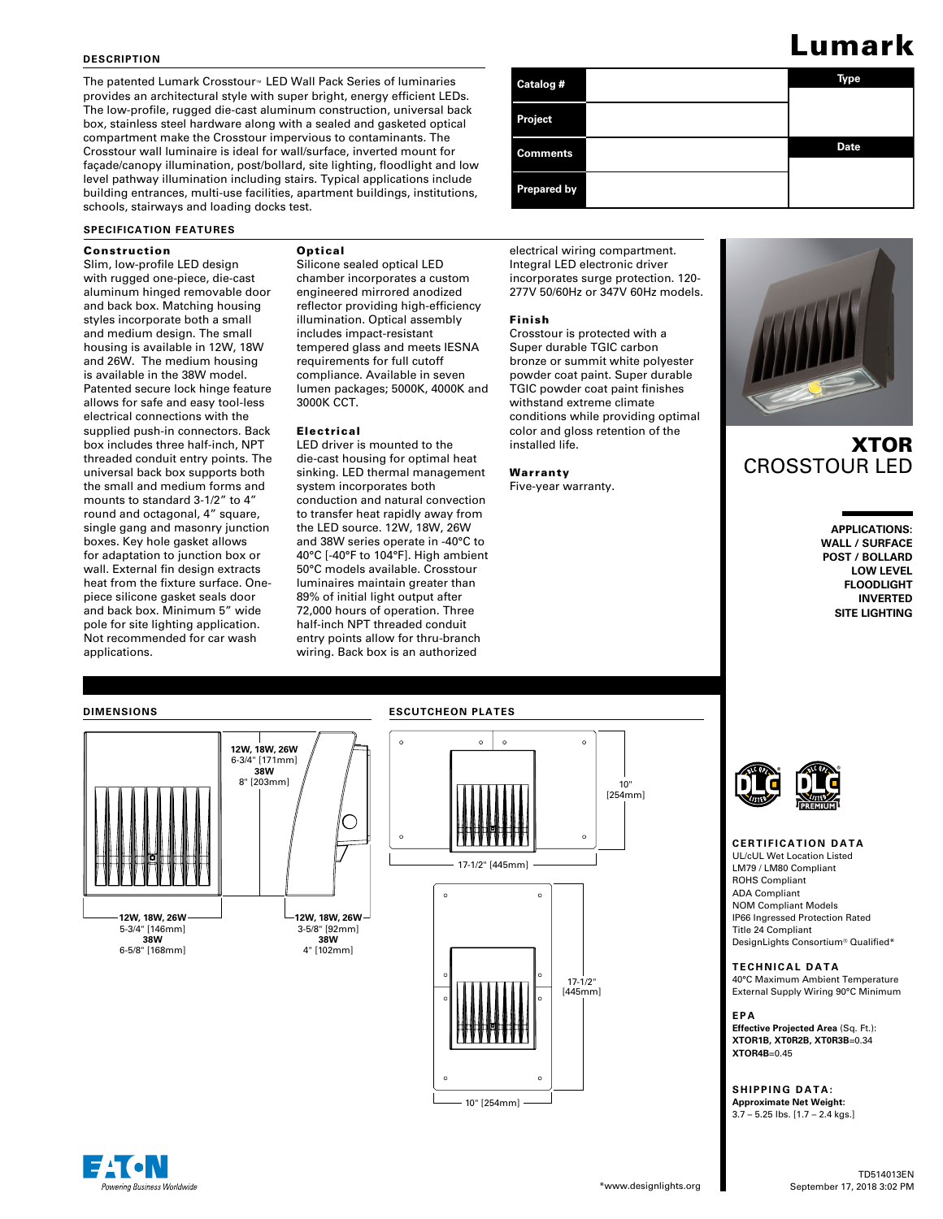# Lumark

## DESCRIPTION

The patented Lumark Crosstour™ LED Wall Pack Series of luminaries provides an architectural style with super bright, energy efficient LEDs. The low-profile, rugged die-cast aluminum construction, universal back box, stainless steel hardware along with a sealed and gasketed optical compartment make the Crosstour impervious to contaminants. The Crosstour wall luminaire is ideal for wall/surface, inverted mount for façade/canopy illumination, post/bollard, site lighting, floodlight and low level pathway illumination including stairs. Typical applications include building entrances, multi-use facilities, apartment buildings, institutions, schools, stairways and loading docks test.

| Catalog # | | Type |
|---|---|---|
| Project | | |
| Comments | | Date |
| Prepared by | | |

## SPECIFICATION FEATURES

### Construction

Slim, low-profile LED design with rugged one-piece, die-cast aluminum hinged removable door and back box. Matching housing styles incorporate both a small and medium design. The small housing is available in 12W, 18W and 26W. The medium housing is available in the 38W model. Patented secure lock hinge feature allows for safe and easy tool-less electrical connections with the supplied push-in connectors. Back box includes three half-inch, NPT threaded conduit entry points. The universal back box supports both the small and medium forms and mounts to standard 3-1/2" to 4" round and octagonal, 4" square, single gang and masonry junction boxes. Key hole gasket allows for adaptation to junction box or wall. External fin design extracts heat from the fixture surface. One-piece silicone gasket seals door and back box. Minimum 5" wide pole for site lighting application. Not recommended for car wash applications.

### Optical

Silicone sealed optical LED chamber incorporates a custom engineered mirrored anodized reflector providing high-efficiency illumination. Optical assembly includes impact-resistant tempered glass and meets IESNA requirements for full cutoff compliance. Available in seven lumen packages; 5000K, 4000K and 3000K CCT.

### Electrical

LED driver is mounted to the die-cast housing for optimal heat sinking. LED thermal management system incorporates both conduction and natural convection to transfer heat rapidly away from the LED source. 12W, 18W, 26W and 38W series operate in -40°C to 40°C [-40°F to 104°F]. High ambient 50°C models available. Crosstour luminaires maintain greater than 89% of initial light output after 72,000 hours of operation. Three half-inch NPT threaded conduit entry points allow for thru-branch wiring. Back box is an authorized electrical wiring compartment. Integral LED electronic driver incorporates surge protection. 120-277V 50/60Hz or 347V 60Hz models.

### Finish

Crosstour is protected with a Super durable TGIC carbon bronze or summit white polyester powder coat paint. Super durable TGIC powder coat paint finishes withstand extreme climate conditions while providing optimal color and gloss retention of the installed life.

### Warranty

Five-year warranty.

# XTOR
## CROSSTOUR LED

**APPLICATIONS:**
**WALL / SURFACE**
**POST / BOLLARD**
**LOW LEVEL**
**FLOODLIGHT**
**INVERTED**
**SITE LIGHTING**

## DIMENSIONS

**12W, 18W, 26W** 6-3/4" [171mm] **38W** 8" [203mm]

**12W, 18W, 26W** 5-3/4" [146mm] **38W** 6-5/8" [168mm]

**12W, 18W, 26W** 3-5/8" [92mm] **38W** 4" [102mm]

## ESCUTCHEON PLATES

10" [254mm]

17-1/2" [445mm]

17-1/2" [445mm]

10" [254mm]

## CERTIFICATION DATA

UL/cUL Wet Location Listed
LM79 / LM80 Compliant
ROHS Compliant
ADA Compliant
NOM Compliant Models
IP66 Ingressed Protection Rated
Title 24 Compliant
DesignLights Consortium® Qualified*

## TECHNICAL DATA

40°C Maximum Ambient Temperature
External Supply Wiring 90°C Minimum

## EPA

**Effective Projected Area** (Sq. Ft.):
**XTOR1B, XT0R2B, XT0R3B**=0.34
**XTOR4B**=0.45

## SHIPPING DATA:

**Approximate Net Weight:**
3.7 – 5.25 lbs. [1.7 – 2.4 kgs.]

EATON Powering Business Worldwide

*www.designlights.org

TD514013EN
September 17, 2018 3:02 PM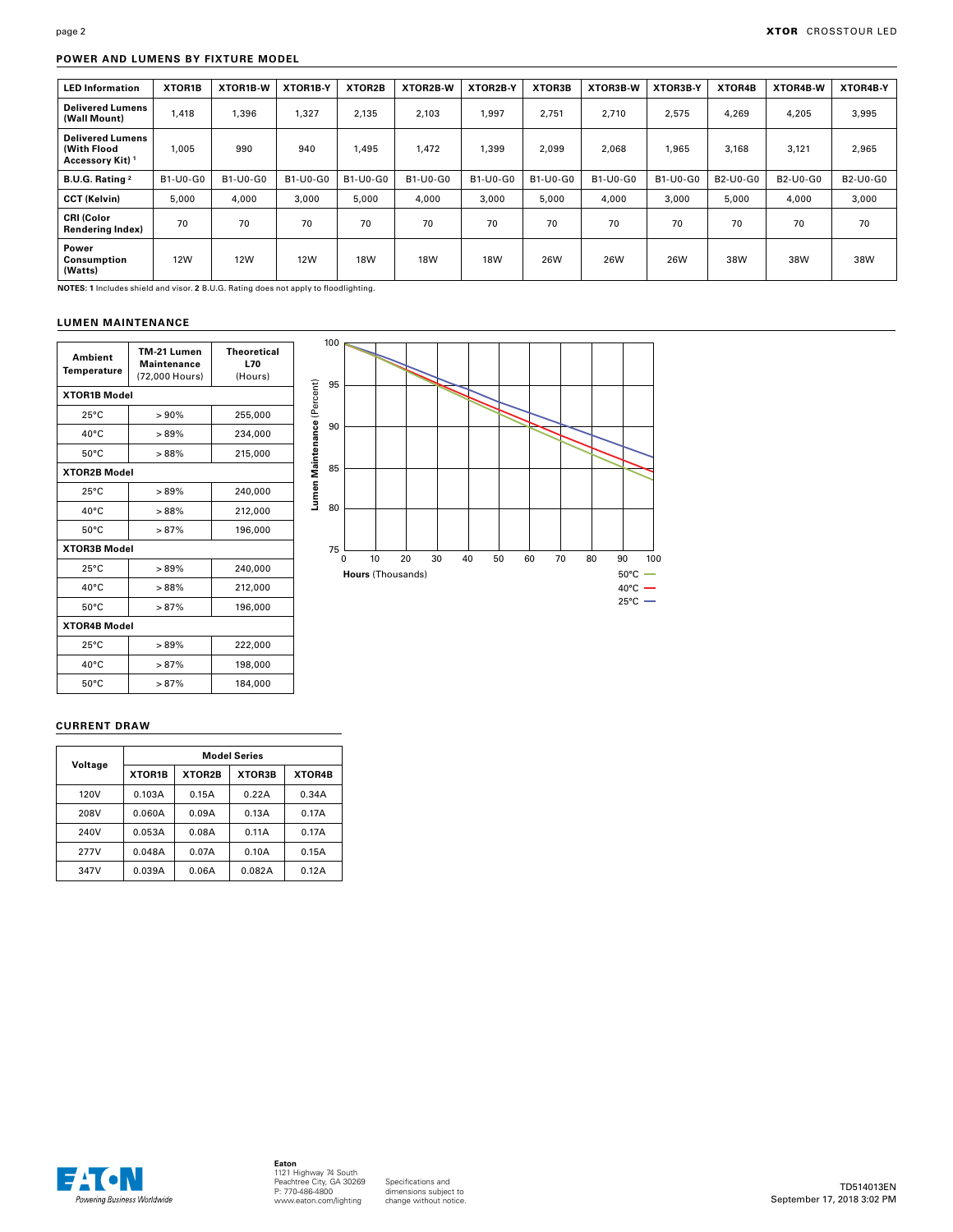## POWER AND LUMENS BY FIXTURE MODEL

| LED Information | XTOR1B | XTOR1B-W | XTOR1B-Y | XTOR2B | XTOR2B-W | XTOR2B-Y | XTOR3B | XTOR3B-W | XTOR3B-Y | XTOR4B | XTOR4B-W | XTOR4B-Y |
|---|---|---|---|---|---|---|---|---|---|---|---|---|
| **Delivered Lumens (Wall Mount)** | 1,418 | 1,396 | 1,327 | 2,135 | 2,103 | 1,997 | 2,751 | 2,710 | 2,575 | 4,269 | 4,205 | 3,995 |
| **Delivered Lumens (With Flood Accessory Kit)** [1] | 1,005 | 990 | 940 | 1,495 | 1,472 | 1,399 | 2,099 | 2,068 | 1,965 | 3,168 | 3,121 | 2,965 |
| **B.U.G. Rating** [2] | B1-U0-G0 | B1-U0-G0 | B1-U0-G0 | B1-U0-G0 | B1-U0-G0 | B1-U0-G0 | B1-U0-G0 | B1-U0-G0 | B1-U0-G0 | B2-U0-G0 | B2-U0-G0 | B2-U0-G0 |
| **CCT (Kelvin)** | 5,000 | 4,000 | 3,000 | 5,000 | 4,000 | 3,000 | 5,000 | 4,000 | 3,000 | 5,000 | 4,000 | 3,000 |
| **CRI (Color Rendering Index)** | 70 | 70 | 70 | 70 | 70 | 70 | 70 | 70 | 70 | 70 | 70 | 70 |
| **Power Consumption (Watts)** | 12W | 12W | 12W | 18W | 18W | 18W | 26W | 26W | 26W | 38W | 38W | 38W |

**NOTES: 1** Includes shield and visor. **2** B.U.G. Rating does not apply to floodlighting.

## LUMEN MAINTENANCE

| Ambient Temperature | TM-21 Lumen Maintenance (72,000 Hours) | Theoretical L70 (Hours) |
|---|---|---|
| **XTOR1B Model** | | |
| 25°C | > 90% | 255,000 |
| 40°C | > 89% | 234,000 |
| 50°C | > 88% | 215,000 |
| **XTOR2B Model** | | |
| 25°C | > 89% | 240,000 |
| 40°C | > 88% | 212,000 |
| 50°C | > 87% | 196,000 |
| **XTOR3B Model** | | |
| 25°C | > 89% | 240,000 |
| 40°C | > 88% | 212,000 |
| 50°C | > 87% | 196,000 |
| **XTOR4B Model** | | |
| 25°C | > 89% | 222,000 |
| 40°C | > 87% | 198,000 |
| 50°C | > 87% | 184,000 |

## CURRENT DRAW

| Voltage | Model Series | | | |
|---|---|---|---|---|
| | XTOR1B | XTOR2B | XTOR3B | XTOR4B |
| 120V | 0.103A | 0.15A | 0.22A | 0.34A |
| 208V | 0.060A | 0.09A | 0.13A | 0.17A |
| 240V | 0.053A | 0.08A | 0.11A | 0.17A |
| 277V | 0.048A | 0.07A | 0.10A | 0.15A |
| 347V | 0.039A | 0.06A | 0.082A | 0.12A |

**Eaton**
1121 Highway 74 South
Peachtree City, GA 30269
P: 770-486-4800
www.eaton.com/lighting

Specifications and dimensions subject to change without notice.

TD514013EN
September 17, 2018 3:02 PM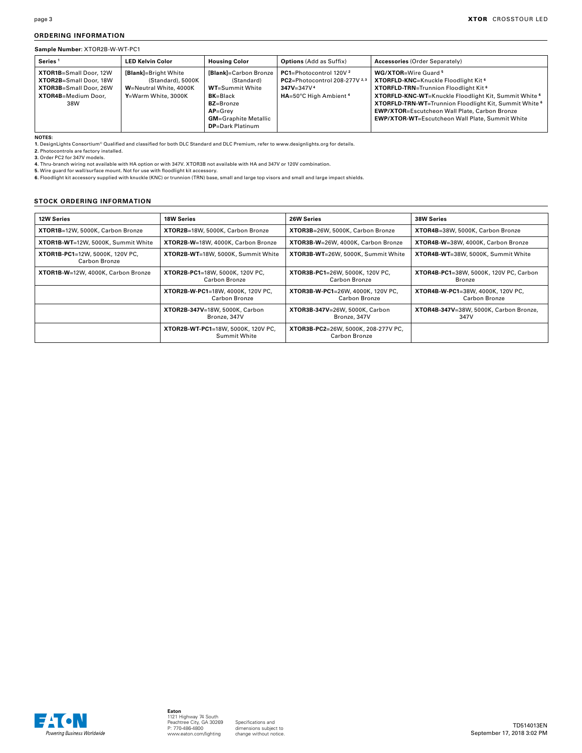## ORDERING INFORMATION

**Sample Number**: XTOR2B-W-WT-PC1

| Series [1] | LED Kelvin Color | Housing Color | Options (Add as Suffix) | Accessories (Order Separately) |
|---|---|---|---|---|
| **XTOR1B**=Small Door, 12W<br>**XTOR2B**=Small Door, 18W<br>**XTOR3B**=Small Door, 26W<br>**XTOR4B**=Medium Door, 38W | **[Blank]**=Bright White (Standard), 5000K<br>**W**=Neutral White, 4000K<br>**Y**=Warm White, 3000K | **[Blank]**=Carbon Bronze (Standard)<br>**WT**=Summit White<br>**BK**=Black<br>**BZ**=Bronze<br>**AP**=Grey<br>**GM**=Graphite Metallic<br>**DP**=Dark Platinum | **PC1**=Photocontrol 120V [2]<br>**PC2**=Photocontrol 208-277V [2,3]<br>**347V**=347V [4]<br>**HA**=50°C High Ambient [4] | **WG/XTOR**=Wire Guard [5]<br>**XTORFLD-KNC**=Knuckle Floodlight Kit [6]<br>**XTORFLD-TRN**=Trunnion Floodlight Kit [6]<br>**XTORFLD-KNC-WT**=Knuckle Floodlight Kit, Summit White [6]<br>**XTORFLD-TRN-WT**=Trunnion Floodlight Kit, Summit White [6]<br>**EWP/XTOR**=Escutcheon Wall Plate, Carbon Bronze<br>**EWP/XTOR-WT**=Escutcheon Wall Plate, Summit White |

**NOTES:**
1. DesignLights Consortium® Qualified and classified for both DLC Standard and DLC Premium, refer to www.designlights.org for details.
2. Photocontrols are factory installed.
3. Order PC2 for 347V models.
4. Thru-branch wiring not available with HA option or with 347V. XTOR3B not available with HA and 347V or 120V combination.
5. Wire guard for wall/surface mount. Not for use with floodlight kit accessory.
6. Floodlight kit accessory supplied with knuckle (KNC) or trunnion (TRN) base, small and large top visors and small and large impact shields.

## STOCK ORDERING INFORMATION

| 12W Series | 18W Series | 26W Series | 38W Series |
|---|---|---|---|
| **XTOR1B**=12W, 5000K, Carbon Bronze | **XTOR2B**=18W, 5000K, Carbon Bronze | **XTOR3B**=26W, 5000K, Carbon Bronze | **XTOR4B**=38W, 5000K, Carbon Bronze |
| **XTOR1B-WT**=12W, 5000K, Summit White | **XTOR2B-W**=18W, 4000K, Carbon Bronze | **XTOR3B-W**=26W, 4000K, Carbon Bronze | **XTOR4B-W**=38W, 4000K, Carbon Bronze |
| **XTOR1B-PC1**=12W, 5000K, 120V PC, Carbon Bronze | **XTOR2B-WT**=18W, 5000K, Summit White | **XTOR3B-WT**=26W, 5000K, Summit White | **XTOR4B-WT**=38W, 5000K, Summit White |
| **XTOR1B-W**=12W, 4000K, Carbon Bronze | **XTOR2B-PC1**=18W, 5000K, 120V PC, Carbon Bronze | **XTOR3B-PC1**=26W, 5000K, 120V PC, Carbon Bronze | **XTOR4B-PC1**=38W, 5000K, 120V PC, Carbon Bronze |
| | **XTOR2B-W-PC1**=18W, 4000K, 120V PC, Carbon Bronze | **XTOR3B-W-PC1**=26W, 4000K, 120V PC, Carbon Bronze | **XTOR4B-W-PC1**=38W, 4000K, 120V PC, Carbon Bronze |
| | **XTOR2B-347V**=18W, 5000K, Carbon Bronze, 347V | **XTOR3B-347V**=26W, 5000K, Carbon Bronze, 347V | **XTOR4B-347V**=38W, 5000K, Carbon Bronze, 347V |
| | **XTOR2B-WT-PC1**=18W, 5000K, 120V PC, Summit White | **XTOR3B-PC2**=26W, 5000K, 208-277V PC, Carbon Bronze | |

**Eaton**
1121 Highway 74 South
Peachtree City, GA 30269
P: 770-486-4800
www.eaton.com/lighting

Specifications and dimensions subject to change without notice.

TD514013EN
September 17, 2018 3:02 PM